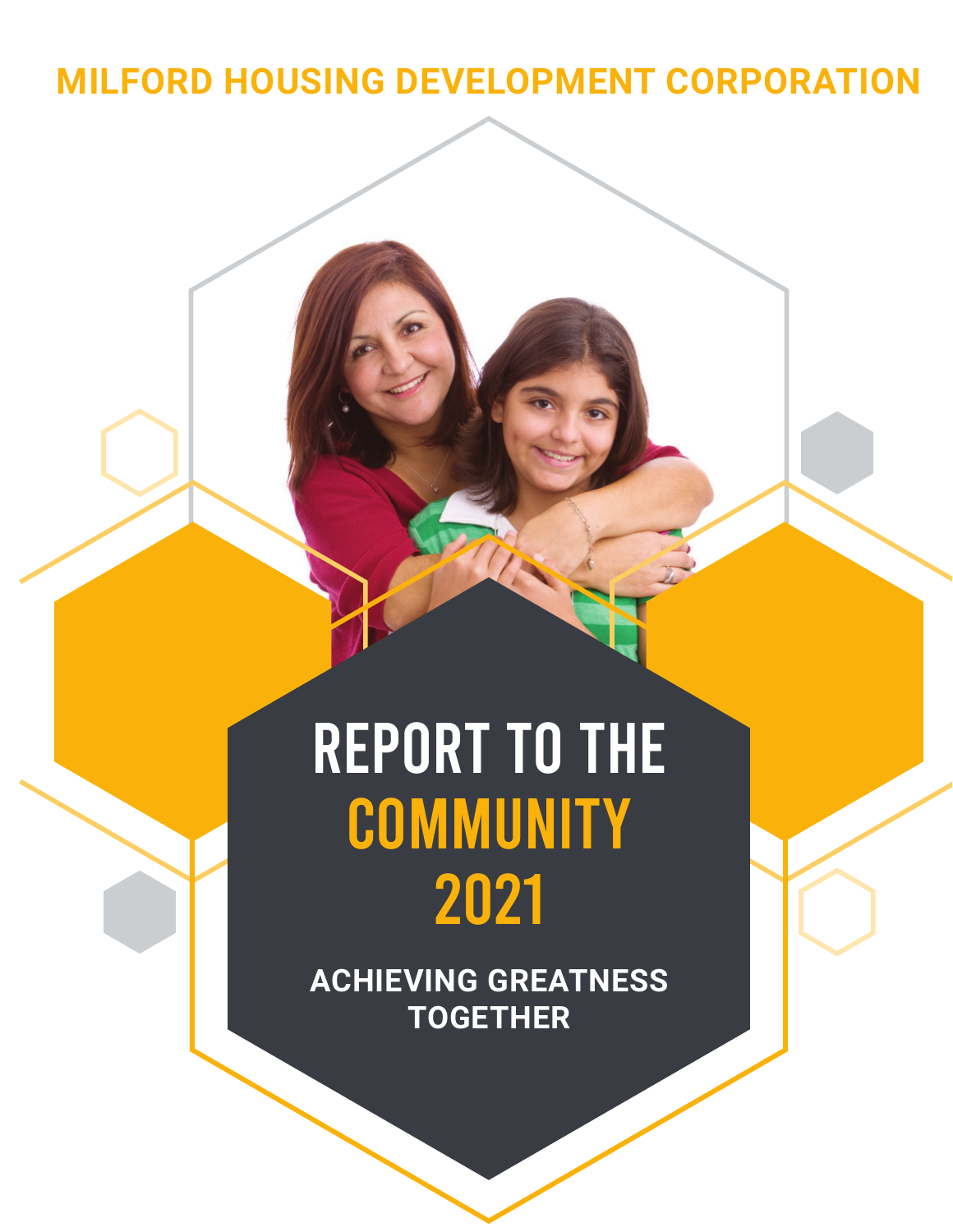MILFORD HOUSING DEVELOPMENT CORPORATION

# REPORT TO THE COMMUNITY 2021

**ACHIEVING GREATNESS TOGETHER**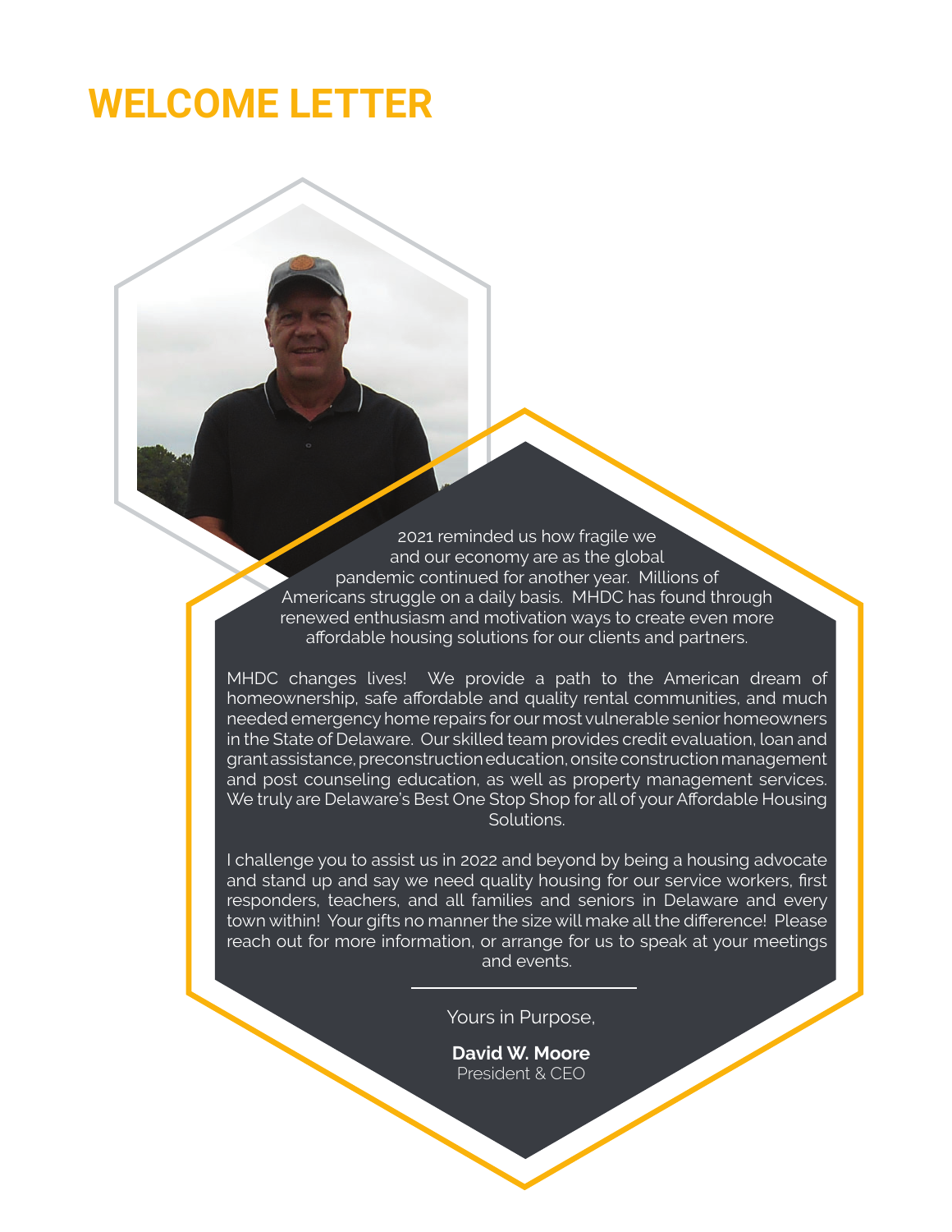# WELCOME LETTER

2021 reminded us how fragile we and our economy are as the global pandemic continued for another year. Millions of Americans struggle on a daily basis. MHDC has found through renewed enthusiasm and motivation ways to create even more affordable housing solutions for our clients and partners.

MHDC changes lives! We provide a path to the American dream of homeownership, safe affordable and quality rental communities, and much needed emergency home repairs for our most vulnerable senior homeowners in the State of Delaware. Our skilled team provides credit evaluation, loan and grant assistance, preconstruction education, onsite construction management and post counseling education, as well as property management services. We truly are Delaware's Best One Stop Shop for all of your Affordable Housing Solutions.

I challenge you to assist us in 2022 and beyond by being a housing advocate and stand up and say we need quality housing for our service workers, first responders, teachers, and all families and seniors in Delaware and every town within! Your gifts no manner the size will make all the difference! Please reach out for more information, or arrange for us to speak at your meetings and events.

Yours in Purpose,

**David W. Moore**
President & CEO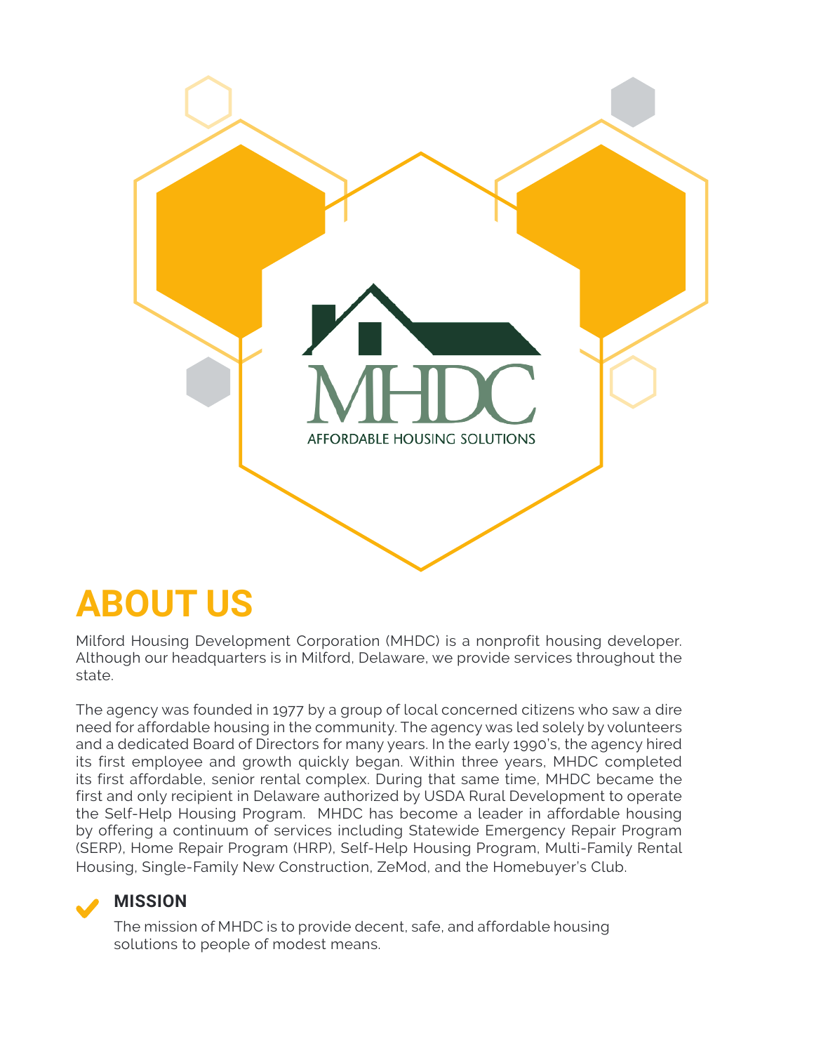MHDC

AFFORDABLE HOUSING SOLUTIONS

# ABOUT US

Milford Housing Development Corporation (MHDC) is a nonprofit housing developer. Although our headquarters is in Milford, Delaware, we provide services throughout the state.

The agency was founded in 1977 by a group of local concerned citizens who saw a dire need for affordable housing in the community. The agency was led solely by volunteers and a dedicated Board of Directors for many years. In the early 1990's, the agency hired its first employee and growth quickly began. Within three years, MHDC completed its first affordable, senior rental complex. During that same time, MHDC became the first and only recipient in Delaware authorized by USDA Rural Development to operate the Self-Help Housing Program. MHDC has become a leader in affordable housing by offering a continuum of services including Statewide Emergency Repair Program (SERP), Home Repair Program (HRP), Self-Help Housing Program, Multi-Family Rental Housing, Single-Family New Construction, ZeMod, and the Homebuyer's Club.

## MISSION

The mission of MHDC is to provide decent, safe, and affordable housing solutions to people of modest means.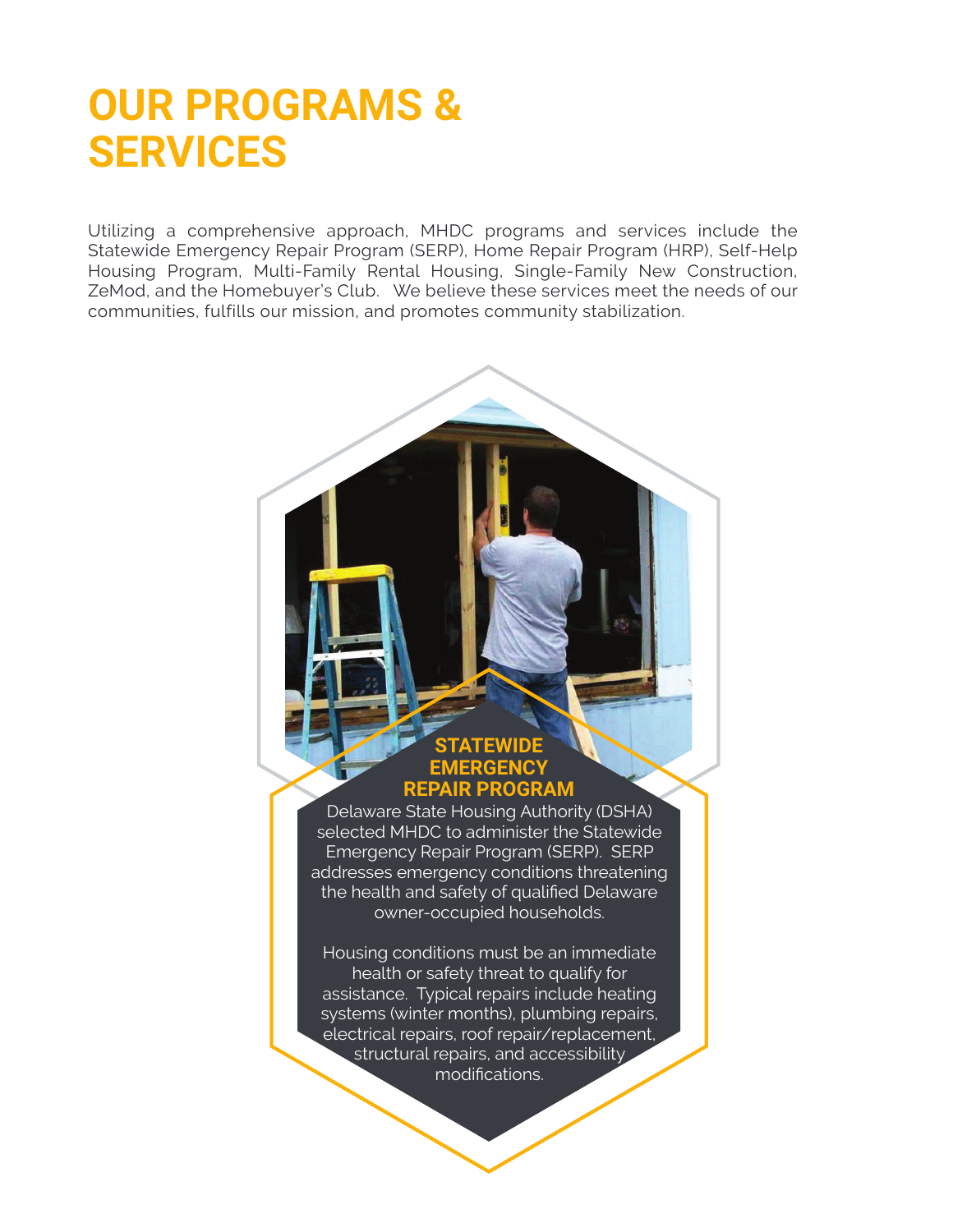# OUR PROGRAMS & SERVICES

Utilizing a comprehensive approach, MHDC programs and services include the Statewide Emergency Repair Program (SERP), Home Repair Program (HRP), Self-Help Housing Program, Multi-Family Rental Housing, Single-Family New Construction, ZeMod, and the Homebuyer's Club. We believe these services meet the needs of our communities, fulfills our mission, and promotes community stabilization.

## STATEWIDE EMERGENCY REPAIR PROGRAM

Delaware State Housing Authority (DSHA) selected MHDC to administer the Statewide Emergency Repair Program (SERP). SERP addresses emergency conditions threatening the health and safety of qualified Delaware owner-occupied households.

Housing conditions must be an immediate health or safety threat to qualify for assistance. Typical repairs include heating systems (winter months), plumbing repairs, electrical repairs, roof repair/replacement, structural repairs, and accessibility modifications.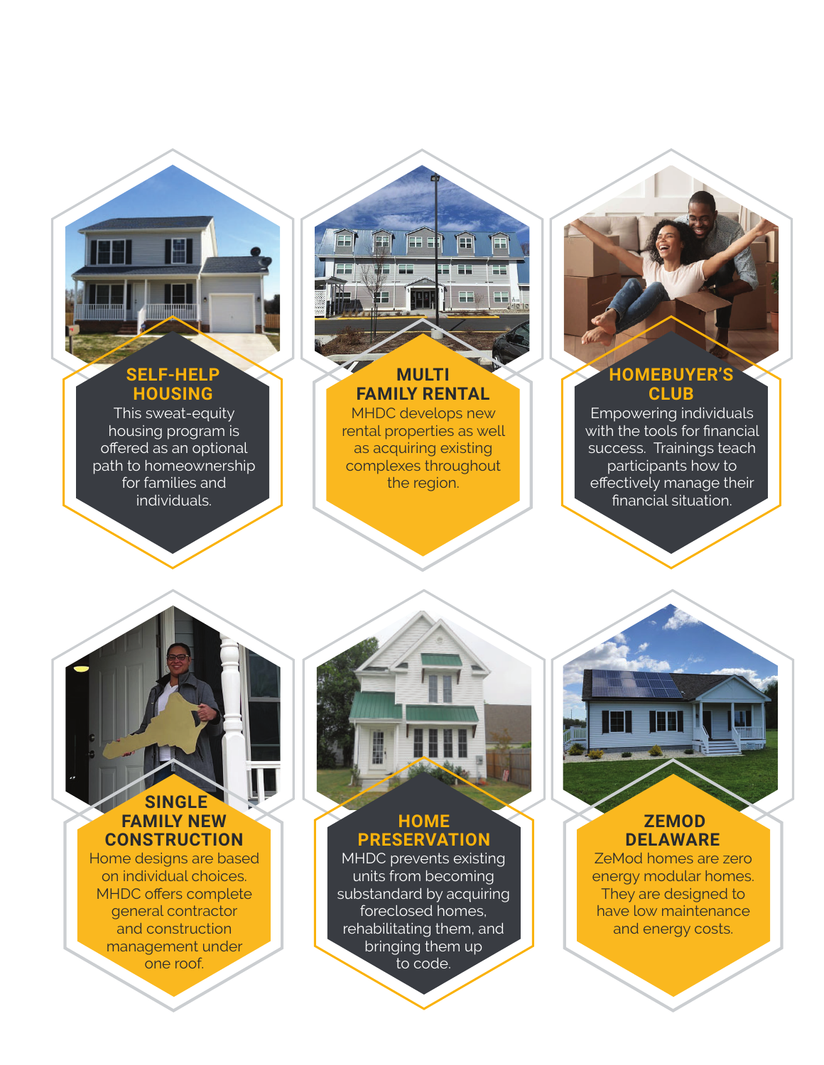## SELF-HELP HOUSING

This sweat-equity housing program is offered as an optional path to homeownership for families and individuals.

## MULTI FAMILY RENTAL

MHDC develops new rental properties as well as acquiring existing complexes throughout the region.

## HOMEBUYER'S CLUB

Empowering individuals with the tools for financial success. Trainings teach participants how to effectively manage their financial situation.

## SINGLE FAMILY NEW CONSTRUCTION

Home designs are based on individual choices. MHDC offers complete general contractor and construction management under one roof.

## HOME PRESERVATION

MHDC prevents existing units from becoming substandard by acquiring foreclosed homes, rehabilitating them, and bringing them up to code.

## ZEMOD DELAWARE

ZeMod homes are zero energy modular homes. They are designed to have low maintenance and energy costs.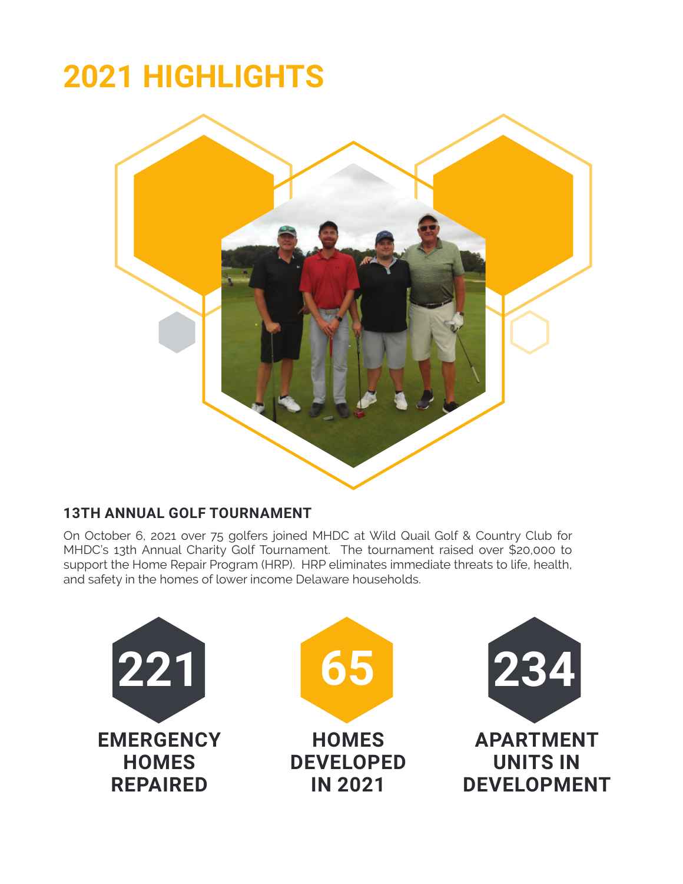# 2021 HIGHLIGHTS

### 13TH ANNUAL GOLF TOURNAMENT

On October 6, 2021 over 75 golfers joined MHDC at Wild Quail Golf & Country Club for MHDC's 13th Annual Charity Golf Tournament. The tournament raised over $20,000 to support the Home Repair Program (HRP). HRP eliminates immediate threats to life, health, and safety in the homes of lower income Delaware households.

**221**
**EMERGENCY HOMES REPAIRED**

**65**
**HOMES DEVELOPED IN 2021**

**234**
**APARTMENT UNITS IN DEVELOPMENT**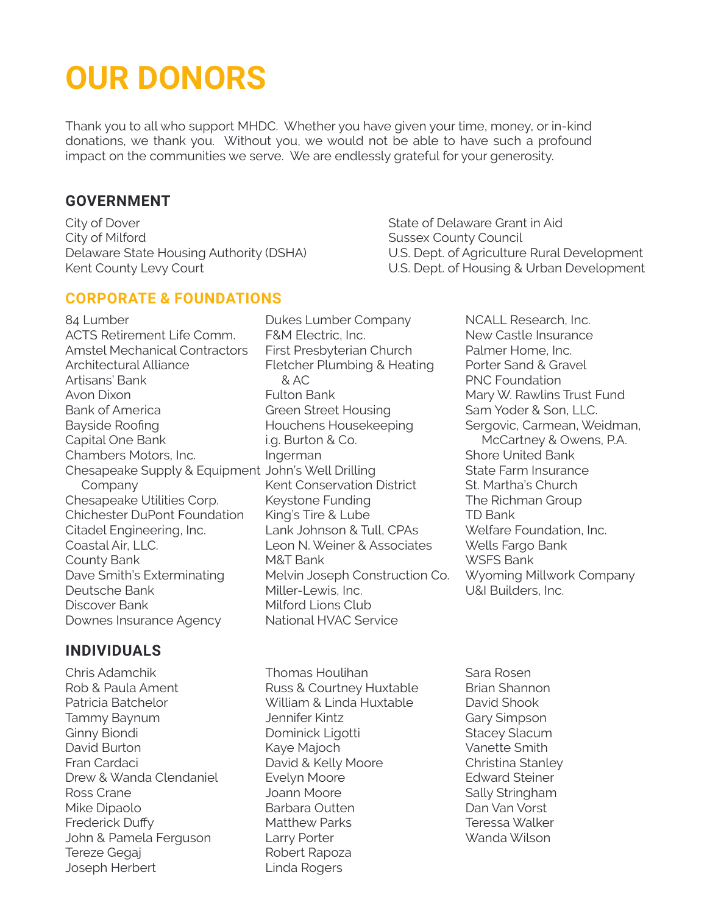# OUR DONORS

Thank you to all who support MHDC. Whether you have given your time, money, or in-kind donations, we thank you. Without you, we would not be able to have such a profound impact on the communities we serve. We are endlessly grateful for your generosity.

## GOVERNMENT

City of Dover
City of Milford
Delaware State Housing Authority (DSHA)
Kent County Levy Court
State of Delaware Grant in Aid
Sussex County Council
U.S. Dept. of Agriculture Rural Development
U.S. Dept. of Housing & Urban Development

## CORPORATE & FOUNDATIONS

84 Lumber
ACTS Retirement Life Comm.
Amstel Mechanical Contractors
Architectural Alliance
Artisans' Bank
Avon Dixon
Bank of America
Bayside Roofing
Capital One Bank
Chambers Motors, Inc.
Chesapeake Supply & Equipment Company
Chesapeake Utilities Corp.
Chichester DuPont Foundation
Citadel Engineering, Inc.
Coastal Air, LLC.
County Bank
Dave Smith's Exterminating
Deutsche Bank
Discover Bank
Downes Insurance Agency
Dukes Lumber Company
F&M Electric, Inc.
First Presbyterian Church
Fletcher Plumbing & Heating & AC
Fulton Bank
Green Street Housing
Houchens Housekeeping
i.g. Burton & Co.
Ingerman
John's Well Drilling
Kent Conservation District
Keystone Funding
King's Tire & Lube
Lank Johnson & Tull, CPAs
Leon N. Weiner & Associates
M&T Bank
Melvin Joseph Construction Co.
Miller-Lewis, Inc.
Milford Lions Club
National HVAC Service
NCALL Research, Inc.
New Castle Insurance
Palmer Home, Inc.
Porter Sand & Gravel
PNC Foundation
Mary W. Rawlins Trust Fund
Sam Yoder & Son, LLC.
Sergovic, Carmean, Weidman, McCartney & Owens, P.A.
Shore United Bank
State Farm Insurance
St. Martha's Church
The Richman Group
TD Bank
Welfare Foundation, Inc.
Wells Fargo Bank
WSFS Bank
Wyoming Millwork Company
U&I Builders, Inc.

## INDIVIDUALS

Chris Adamchik
Rob & Paula Ament
Patricia Batchelor
Tammy Baynum
Ginny Biondi
David Burton
Fran Cardaci
Drew & Wanda Clendaniel
Ross Crane
Mike Dipaolo
Frederick Duffy
John & Pamela Ferguson
Tereze Gegaj
Joseph Herbert
Thomas Houlihan
Russ & Courtney Huxtable
William & Linda Huxtable
Jennifer Kintz
Dominick Ligotti
Kaye Majoch
David & Kelly Moore
Evelyn Moore
Joann Moore
Barbara Outten
Matthew Parks
Larry Porter
Robert Rapoza
Linda Rogers
Sara Rosen
Brian Shannon
David Shook
Gary Simpson
Stacey Slacum
Vanette Smith
Christina Stanley
Edward Steiner
Sally Stringham
Dan Van Vorst
Teressa Walker
Wanda Wilson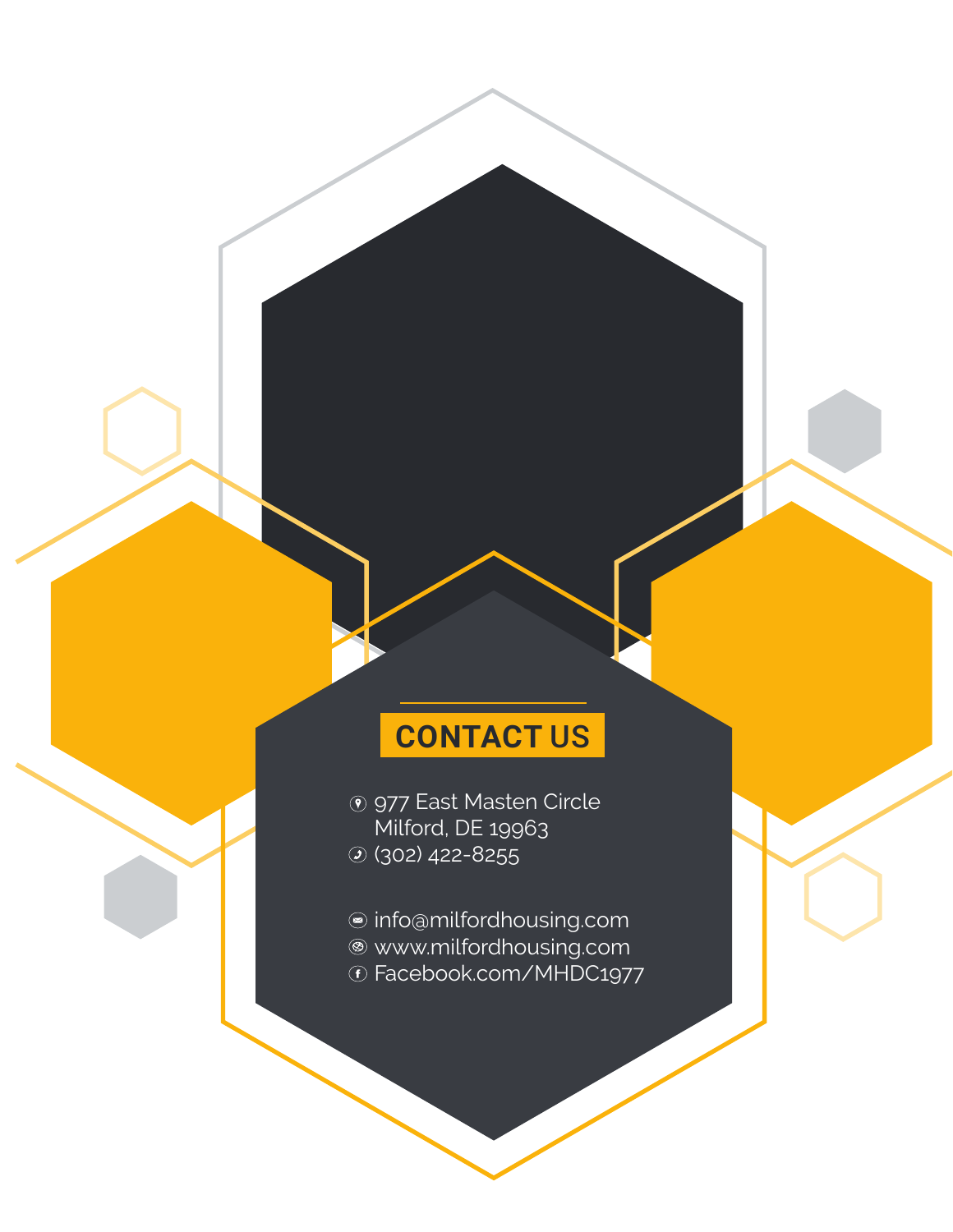## CONTACT US

977 East Masten Circle
Milford, DE 19963

(302) 422-8255

info@milfordhousing.com

www.milfordhousing.com

Facebook.com/MHDC1977